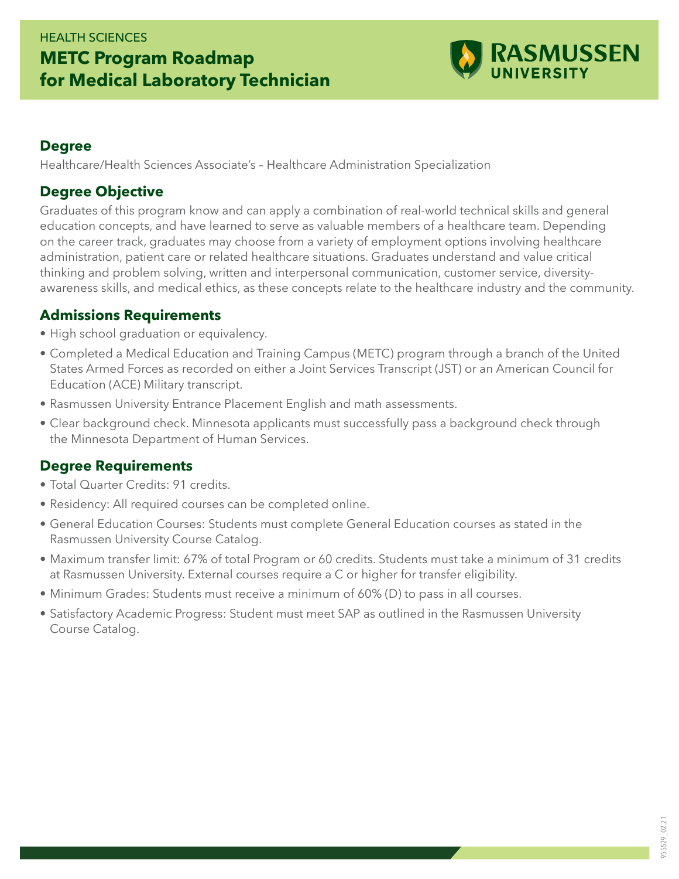HEALTH SCIENCES

# METC Program Roadmap for Medical Laboratory Technician

RASMUSSEN UNIVERSITY

## Degree

Healthcare/Health Sciences Associate's – Healthcare Administration Specialization

## Degree Objective

Graduates of this program know and can apply a combination of real-world technical skills and general education concepts, and have learned to serve as valuable members of a healthcare team. Depending on the career track, graduates may choose from a variety of employment options involving healthcare administration, patient care or related healthcare situations. Graduates understand and value critical thinking and problem solving, written and interpersonal communication, customer service, diversity-awareness skills, and medical ethics, as these concepts relate to the healthcare industry and the community.

## Admissions Requirements

- High school graduation or equivalency.
- Completed a Medical Education and Training Campus (METC) program through a branch of the United States Armed Forces as recorded on either a Joint Services Transcript (JST) or an American Council for Education (ACE) Military transcript.
- Rasmussen University Entrance Placement English and math assessments.
- Clear background check. Minnesota applicants must successfully pass a background check through the Minnesota Department of Human Services.

## Degree Requirements

- Total Quarter Credits: 91 credits.
- Residency: All required courses can be completed online.
- General Education Courses: Students must complete General Education courses as stated in the Rasmussen University Course Catalog.
- Maximum transfer limit: 67% of total Program or 60 credits. Students must take a minimum of 31 credits at Rasmussen University. External courses require a C or higher for transfer eligibility.
- Minimum Grades: Students must receive a minimum of 60% (D) to pass in all courses.
- Satisfactory Academic Progress: Student must meet SAP as outlined in the Rasmussen University Course Catalog.

955529_02.21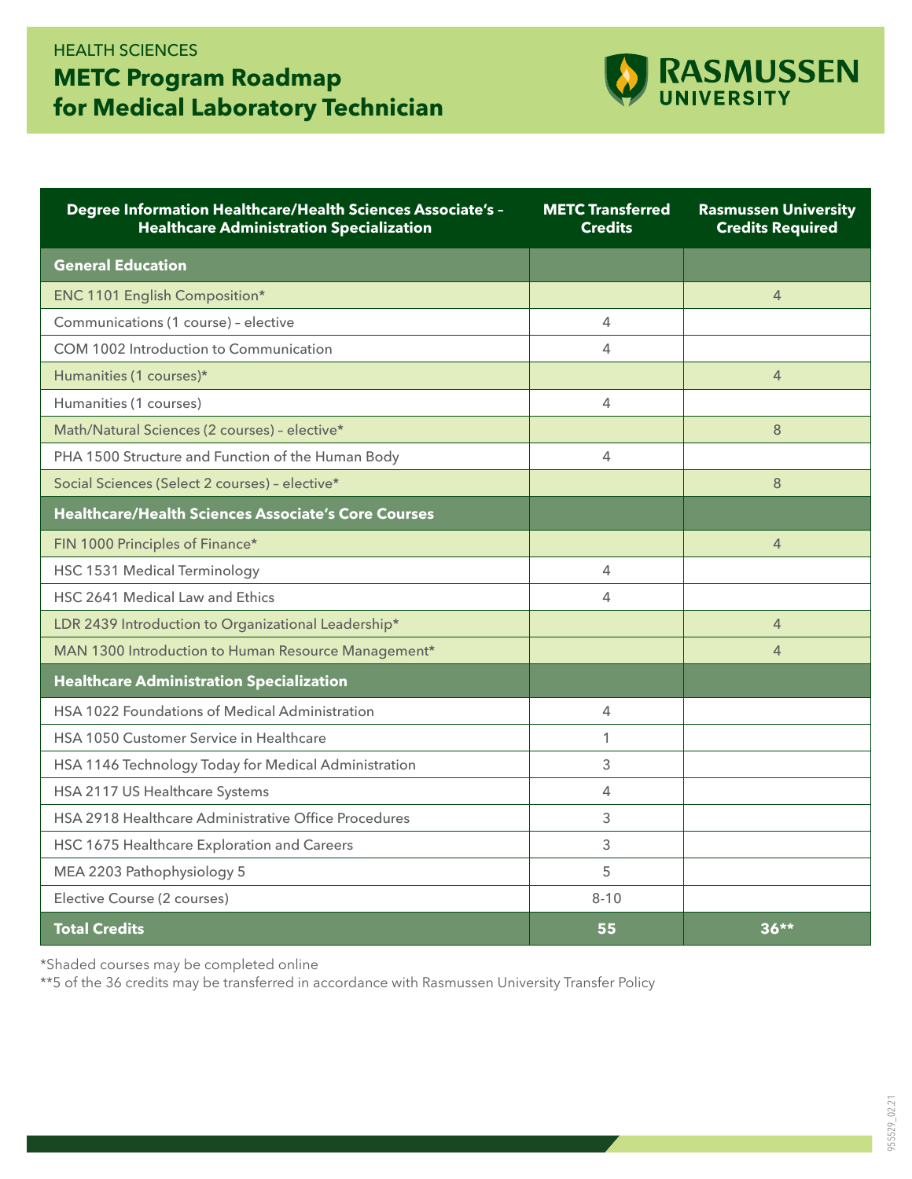HEALTH SCIENCES

# METC Program Roadmap for Medical Laboratory Technician

| Degree Information Healthcare/Health Sciences Associate's – Healthcare Administration Specialization | METC Transferred Credits | Rasmussen University Credits Required |
|---|---|---|
| **General Education** | | |
| ENC 1101 English Composition* | | 4 |
| Communications (1 course) – elective | 4 | |
| COM 1002 Introduction to Communication | 4 | |
| Humanities (1 courses)* | | 4 |
| Humanities (1 courses) | 4 | |
| Math/Natural Sciences (2 courses) – elective* | | 8 |
| PHA 1500 Structure and Function of the Human Body | 4 | |
| Social Sciences (Select 2 courses) – elective* | | 8 |
| **Healthcare/Health Sciences Associate's Core Courses** | | |
| FIN 1000 Principles of Finance* | | 4 |
| HSC 1531 Medical Terminology | 4 | |
| HSC 2641 Medical Law and Ethics | 4 | |
| LDR 2439 Introduction to Organizational Leadership* | | 4 |
| MAN 1300 Introduction to Human Resource Management* | | 4 |
| **Healthcare Administration Specialization** | | |
| HSA 1022 Foundations of Medical Administration | 4 | |
| HSA 1050 Customer Service in Healthcare | 1 | |
| HSA 1146 Technology Today for Medical Administration | 3 | |
| HSA 2117 US Healthcare Systems | 4 | |
| HSA 2918 Healthcare Administrative Office Procedures | 3 | |
| HSC 1675 Healthcare Exploration and Careers | 3 | |
| MEA 2203 Pathophysiology 5 | 5 | |
| Elective Course (2 courses) | 8-10 | |
| **Total Credits** | **55** | **36**** |

*Shaded courses may be completed online

**5 of the 36 credits may be transferred in accordance with Rasmussen University Transfer Policy